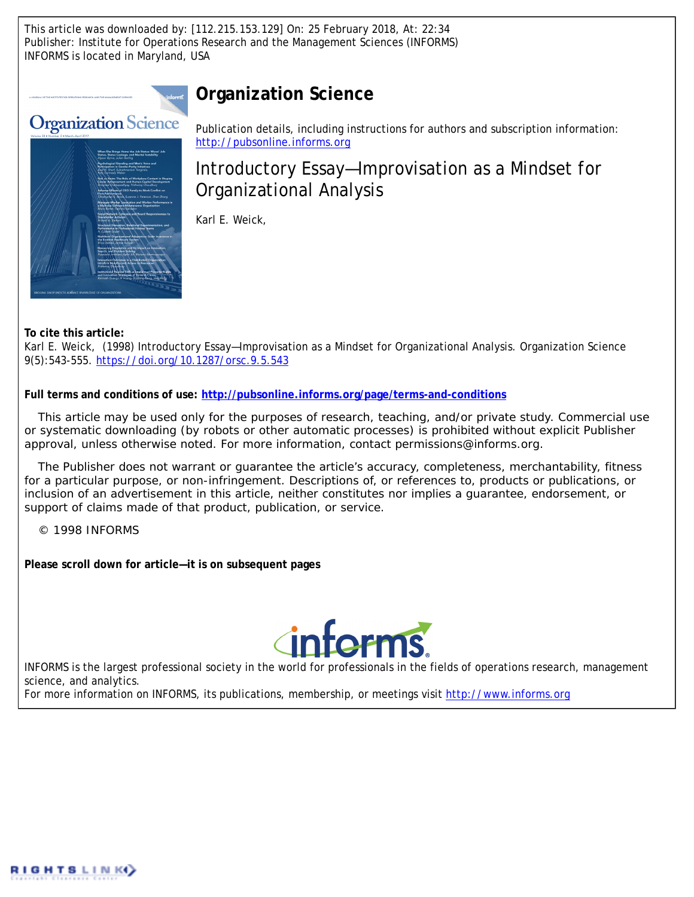This article was downloaded by: [112.215.153.129] On: 25 February 2018, At: 22:34
Publisher: Institute for Operations Research and the Management Sciences (INFORMS)
INFORMS is located in Maryland, USA

# Organization Science

Publication details, including instructions for authors and subscription information:
http://pubsonline.informs.org

## Introductory Essay—Improvisation as a Mindset for Organizational Analysis

Karl E. Weick,

**To cite this article:**
Karl E. Weick, (1998) Introductory Essay—Improvisation as a Mindset for Organizational Analysis. Organization Science 9(5):543-555. https://doi.org/10.1287/orsc.9.5.543

**Full terms and conditions of use: http://pubsonline.informs.org/page/terms-and-conditions**

This article may be used only for the purposes of research, teaching, and/or private study. Commercial use or systematic downloading (by robots or other automatic processes) is prohibited without explicit Publisher approval, unless otherwise noted. For more information, contact permissions@informs.org.

The Publisher does not warrant or guarantee the article's accuracy, completeness, merchantability, fitness for a particular purpose, or non-infringement. Descriptions of, or references to, products or publications, or inclusion of an advertisement in this article, neither constitutes nor implies a guarantee, endorsement, or support of claims made of that product, publication, or service.

© 1998 INFORMS

**Please scroll down for article—it is on subsequent pages**

INFORMS is the largest professional society in the world for professionals in the fields of operations research, management science, and analytics.
For more information on INFORMS, its publications, membership, or meetings visit http://www.informs.org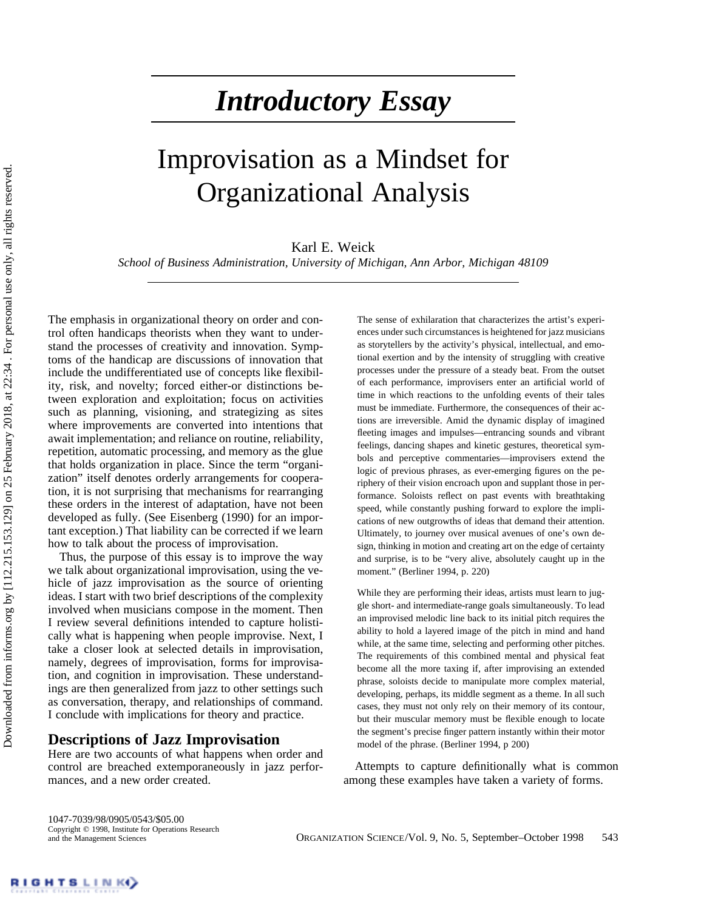# *Introductory Essay*

# Improvisation as a Mindset for Organizational Analysis

Karl E. Weick

*School of Business Administration, University of Michigan, Ann Arbor, Michigan 48109*

The emphasis in organizational theory on order and control often handicaps theorists when they want to understand the processes of creativity and innovation. Symptoms of the handicap are discussions of innovation that include the undifferentiated use of concepts like flexibility, risk, and novelty; forced either-or distinctions between exploration and exploitation; focus on activities such as planning, visioning, and strategizing as sites where improvements are converted into intentions that await implementation; and reliance on routine, reliability, repetition, automatic processing, and memory as the glue that holds organization in place. Since the term "organization" itself denotes orderly arrangements for cooperation, it is not surprising that mechanisms for rearranging these orders in the interest of adaptation, have not been developed as fully. (See Eisenberg (1990) for an important exception.) That liability can be corrected if we learn how to talk about the process of improvisation.

Thus, the purpose of this essay is to improve the way we talk about organizational improvisation, using the vehicle of jazz improvisation as the source of orienting ideas. I start with two brief descriptions of the complexity involved when musicians compose in the moment. Then I review several definitions intended to capture holistically what is happening when people improvise. Next, I take a closer look at selected details in improvisation, namely, degrees of improvisation, forms for improvisation, and cognition in improvisation. These understandings are then generalized from jazz to other settings such as conversation, therapy, and relationships of command. I conclude with implications for theory and practice.

## Descriptions of Jazz Improvisation

Here are two accounts of what happens when order and control are breached extemporaneously in jazz performances, and a new order created.

> The sense of exhilaration that characterizes the artist's experiences under such circumstances is heightened for jazz musicians as storytellers by the activity's physical, intellectual, and emotional exertion and by the intensity of struggling with creative processes under the pressure of a steady beat. From the outset of each performance, improvisers enter an artificial world of time in which reactions to the unfolding events of their tales must be immediate. Furthermore, the consequences of their actions are irreversible. Amid the dynamic display of imagined fleeting images and impulses—entrancing sounds and vibrant feelings, dancing shapes and kinetic gestures, theoretical symbols and perceptive commentaries—improvisers extend the logic of previous phrases, as ever-emerging figures on the periphery of their vision encroach upon and supplant those in performance. Soloists reflect on past events with breathtaking speed, while constantly pushing forward to explore the implications of new outgrowths of ideas that demand their attention. Ultimately, to journey over musical avenues of one's own design, thinking in motion and creating art on the edge of certainty and surprise, is to be "very alive, absolutely caught up in the moment." (Berliner 1994, p. 220)

> While they are performing their ideas, artists must learn to juggle short- and intermediate-range goals simultaneously. To lead an improvised melodic line back to its initial pitch requires the ability to hold a layered image of the pitch in mind and hand while, at the same time, selecting and performing other pitches. The requirements of this combined mental and physical feat become all the more taxing if, after improvising an extended phrase, soloists decide to manipulate more complex material, developing, perhaps, its middle segment as a theme. In all such cases, they must not only rely on their memory of its contour, but their muscular memory must be flexible enough to locate the segment's precise finger pattern instantly within their motor model of the phrase. (Berliner 1994, p 200)

Attempts to capture definitionally what is common among these examples have taken a variety of forms.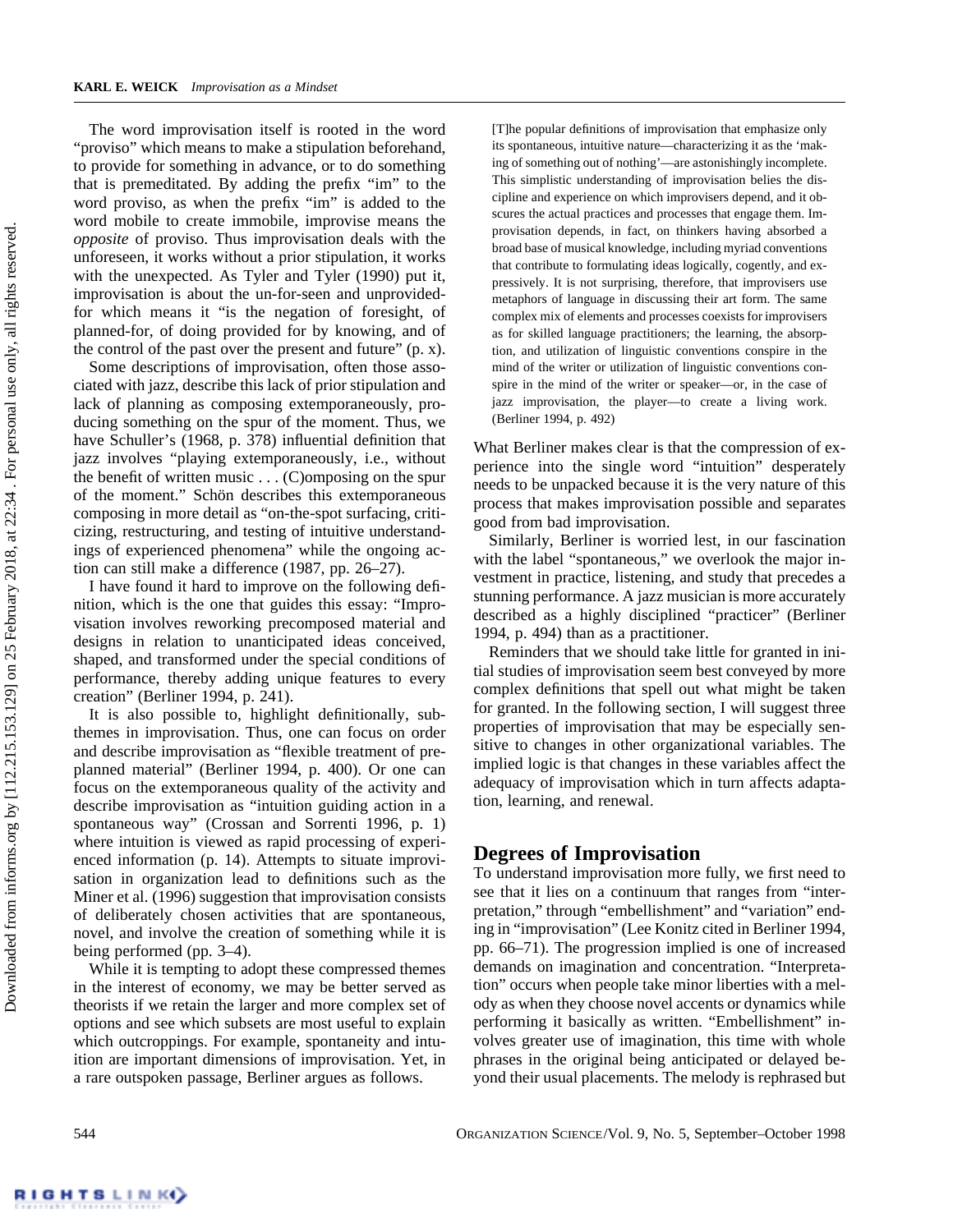The word improvisation itself is rooted in the word "proviso" which means to make a stipulation beforehand, to provide for something in advance, or to do something that is premeditated. By adding the prefix "im" to the word proviso, as when the prefix "im" is added to the word mobile to create immobile, improvise means the *opposite* of proviso. Thus improvisation deals with the unforeseen, it works without a prior stipulation, it works with the unexpected. As Tyler and Tyler (1990) put it, improvisation is about the un-for-seen and unprovided-for which means it "is the negation of foresight, of planned-for, of doing provided for by knowing, and of the control of the past over the present and future" (p. x).

Some descriptions of improvisation, often those associated with jazz, describe this lack of prior stipulation and lack of planning as composing extemporaneously, producing something on the spur of the moment. Thus, we have Schuller's (1968, p. 378) influential definition that jazz involves "playing extemporaneously, i.e., without the benefit of written music . . . (C)omposing on the spur of the moment." Schön describes this extemporaneous composing in more detail as "on-the-spot surfacing, criticizing, restructuring, and testing of intuitive understandings of experienced phenomena" while the ongoing action can still make a difference (1987, pp. 26–27).

I have found it hard to improve on the following definition, which is the one that guides this essay: "Improvisation involves reworking precomposed material and designs in relation to unanticipated ideas conceived, shaped, and transformed under the special conditions of performance, thereby adding unique features to every creation" (Berliner 1994, p. 241).

It is also possible to, highlight definitionally, subthemes in improvisation. Thus, one can focus on order and describe improvisation as "flexible treatment of preplanned material" (Berliner 1994, p. 400). Or one can focus on the extemporaneous quality of the activity and describe improvisation as "intuition guiding action in a spontaneous way" (Crossan and Sorrenti 1996, p. 1) where intuition is viewed as rapid processing of experienced information (p. 14). Attempts to situate improvisation in organization lead to definitions such as the Miner et al. (1996) suggestion that improvisation consists of deliberately chosen activities that are spontaneous, novel, and involve the creation of something while it is being performed (pp. 3–4).

While it is tempting to adopt these compressed themes in the interest of economy, we may be better served as theorists if we retain the larger and more complex set of options and see which subsets are most useful to explain which outcroppings. For example, spontaneity and intuition are important dimensions of improvisation. Yet, in a rare outspoken passage, Berliner argues as follows.

> [T]he popular definitions of improvisation that emphasize only its spontaneous, intuitive nature—characterizing it as the 'making of something out of nothing'—are astonishingly incomplete. This simplistic understanding of improvisation belies the discipline and experience on which improvisers depend, and it obscures the actual practices and processes that engage them. Improvisation depends, in fact, on thinkers having absorbed a broad base of musical knowledge, including myriad conventions that contribute to formulating ideas logically, cogently, and expressively. It is not surprising, therefore, that improvisers use metaphors of language in discussing their art form. The same complex mix of elements and processes coexists for improvisers as for skilled language practitioners; the learning, the absorption, and utilization of linguistic conventions conspire in the mind of the writer or utilization of linguistic conventions conspire in the mind of the writer or speaker—or, in the case of jazz improvisation, the player—to create a living work. (Berliner 1994, p. 492)

What Berliner makes clear is that the compression of experience into the single word "intuition" desperately needs to be unpacked because it is the very nature of this process that makes improvisation possible and separates good from bad improvisation.

Similarly, Berliner is worried lest, in our fascination with the label "spontaneous," we overlook the major investment in practice, listening, and study that precedes a stunning performance. A jazz musician is more accurately described as a highly disciplined "practicer" (Berliner 1994, p. 494) than as a practitioner.

Reminders that we should take little for granted in initial studies of improvisation seem best conveyed by more complex definitions that spell out what might be taken for granted. In the following section, I will suggest three properties of improvisation that may be especially sensitive to changes in other organizational variables. The implied logic is that changes in these variables affect the adequacy of improvisation which in turn affects adaptation, learning, and renewal.

## Degrees of Improvisation

To understand improvisation more fully, we first need to see that it lies on a continuum that ranges from "interpretation," through "embellishment" and "variation" ending in "improvisation" (Lee Konitz cited in Berliner 1994, pp. 66–71). The progression implied is one of increased demands on imagination and concentration. "Interpretation" occurs when people take minor liberties with a melody as when they choose novel accents or dynamics while performing it basically as written. "Embellishment" involves greater use of imagination, this time with whole phrases in the original being anticipated or delayed beyond their usual placements. The melody is rephrased but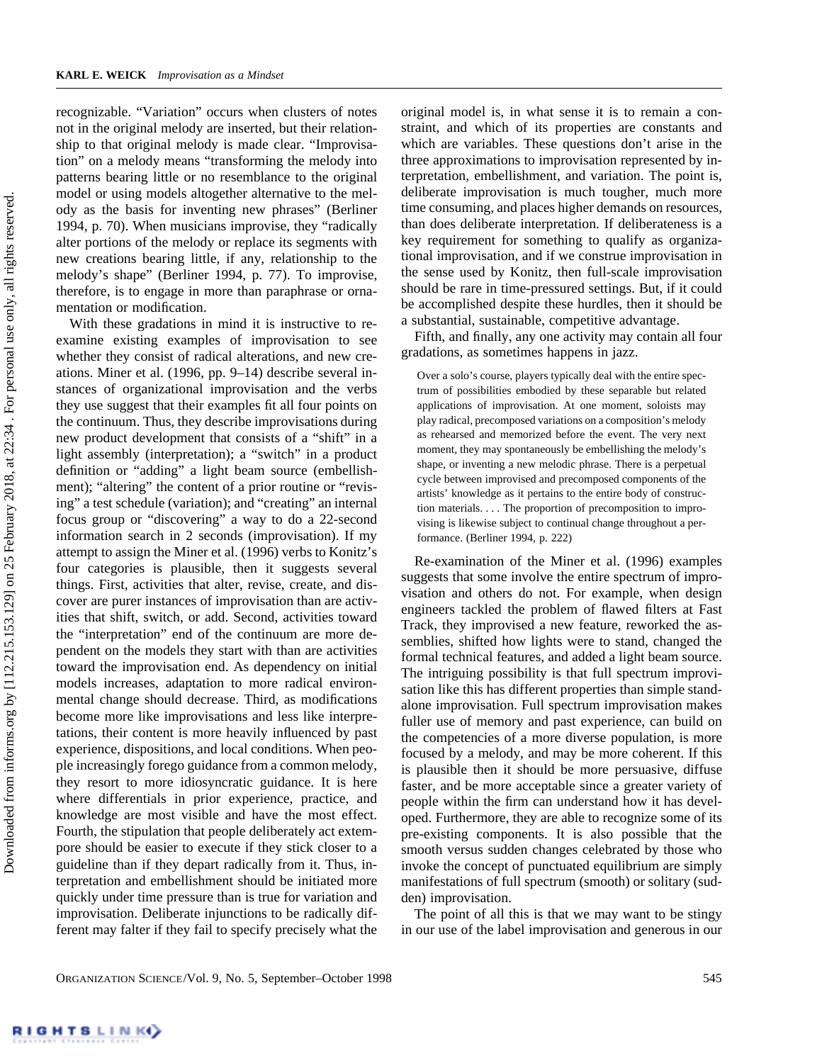recognizable. "Variation" occurs when clusters of notes not in the original melody are inserted, but their relationship to that original melody is made clear. "Improvisation" on a melody means "transforming the melody into patterns bearing little or no resemblance to the original model or using models altogether alternative to the melody as the basis for inventing new phrases" (Berliner 1994, p. 70). When musicians improvise, they "radically alter portions of the melody or replace its segments with new creations bearing little, if any, relationship to the melody's shape" (Berliner 1994, p. 77). To improvise, therefore, is to engage in more than paraphrase or ornamentation or modification.

With these gradations in mind it is instructive to reexamine existing examples of improvisation to see whether they consist of radical alterations, and new creations. Miner et al. (1996, pp. 9–14) describe several instances of organizational improvisation and the verbs they use suggest that their examples fit all four points on the continuum. Thus, they describe improvisations during new product development that consists of a "shift" in a light assembly (interpretation); a "switch" in a product definition or "adding" a light beam source (embellishment); "altering" the content of a prior routine or "revising" a test schedule (variation); and "creating" an internal focus group or "discovering" a way to do a 22-second information search in 2 seconds (improvisation). If my attempt to assign the Miner et al. (1996) verbs to Konitz's four categories is plausible, then it suggests several things. First, activities that alter, revise, create, and discover are purer instances of improvisation than are activities that shift, switch, or add. Second, activities toward the "interpretation" end of the continuum are more dependent on the models they start with than are activities toward the improvisation end. As dependency on initial models increases, adaptation to more radical environmental change should decrease. Third, as modifications become more like improvisations and less like interpretations, their content is more heavily influenced by past experience, dispositions, and local conditions. When people increasingly forego guidance from a common melody, they resort to more idiosyncratic guidance. It is here where differentials in prior experience, practice, and knowledge are most visible and have the most effect. Fourth, the stipulation that people deliberately act extempore should be easier to execute if they stick closer to a guideline than if they depart radically from it. Thus, interpretation and embellishment should be initiated more quickly under time pressure than is true for variation and improvisation. Deliberate injunctions to be radically different may falter if they fail to specify precisely what the original model is, in what sense it is to remain a constraint, and which of its properties are constants and which are variables. These questions don't arise in the three approximations to improvisation represented by interpretation, embellishment, and variation. The point is, deliberate improvisation is much tougher, much more time consuming, and places higher demands on resources, than does deliberate interpretation. If deliberateness is a key requirement for something to qualify as organizational improvisation, and if we construe improvisation in the sense used by Konitz, then full-scale improvisation should be rare in time-pressured settings. But, if it could be accomplished despite these hurdles, then it should be a substantial, sustainable, competitive advantage.

Fifth, and finally, any one activity may contain all four gradations, as sometimes happens in jazz.

> Over a solo's course, players typically deal with the entire spectrum of possibilities embodied by these separable but related applications of improvisation. At one moment, soloists may play radical, precomposed variations on a composition's melody as rehearsed and memorized before the event. The very next moment, they may spontaneously be embellishing the melody's shape, or inventing a new melodic phrase. There is a perpetual cycle between improvised and precomposed components of the artists' knowledge as it pertains to the entire body of construction materials. . . . The proportion of precomposition to improvising is likewise subject to continual change throughout a performance. (Berliner 1994, p. 222)

Re-examination of the Miner et al. (1996) examples suggests that some involve the entire spectrum of improvisation and others do not. For example, when design engineers tackled the problem of flawed filters at Fast Track, they improvised a new feature, reworked the assemblies, shifted how lights were to stand, changed the formal technical features, and added a light beam source. The intriguing possibility is that full spectrum improvisation like this has different properties than simple standalone improvisation. Full spectrum improvisation makes fuller use of memory and past experience, can build on the competencies of a more diverse population, is more focused by a melody, and may be more coherent. If this is plausible then it should be more persuasive, diffuse faster, and be more acceptable since a greater variety of people within the firm can understand how it has developed. Furthermore, they are able to recognize some of its pre-existing components. It is also possible that the smooth versus sudden changes celebrated by those who invoke the concept of punctuated equilibrium are simply manifestations of full spectrum (smooth) or solitary (sudden) improvisation.

The point of all this is that we may want to be stingy in our use of the label improvisation and generous in our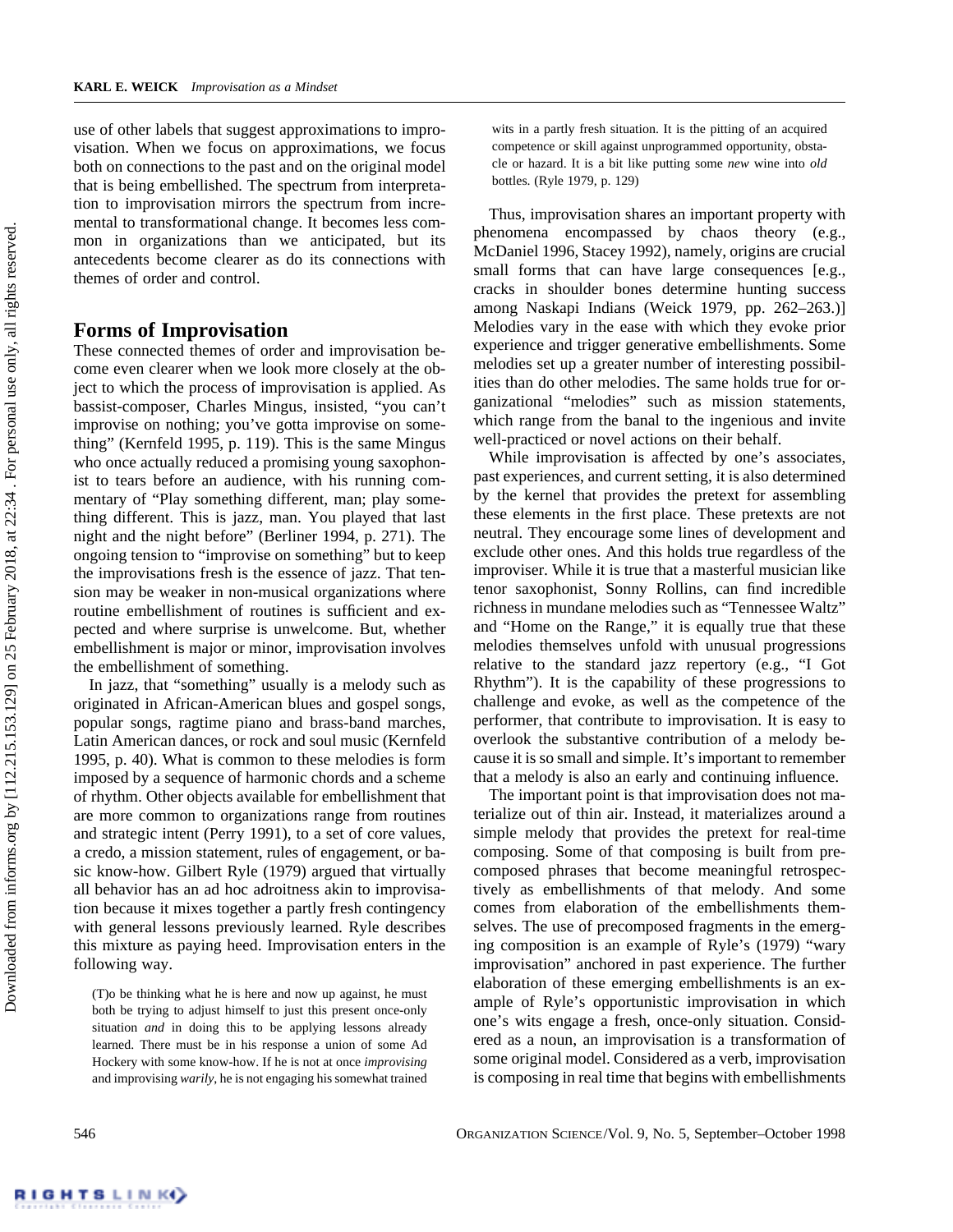use of other labels that suggest approximations to improvisation. When we focus on approximations, we focus both on connections to the past and on the original model that is being embellished. The spectrum from interpretation to improvisation mirrors the spectrum from incremental to transformational change. It becomes less common in organizations than we anticipated, but its antecedents become clearer as do its connections with themes of order and control.

## Forms of Improvisation

These connected themes of order and improvisation become even clearer when we look more closely at the object to which the process of improvisation is applied. As bassist-composer, Charles Mingus, insisted, "you can't improvise on nothing; you've gotta improvise on something" (Kernfeld 1995, p. 119). This is the same Mingus who once actually reduced a promising young saxophonist to tears before an audience, with his running commentary of "Play something different, man; play something different. This is jazz, man. You played that last night and the night before" (Berliner 1994, p. 271). The ongoing tension to "improvise on something" but to keep the improvisations fresh is the essence of jazz. That tension may be weaker in non-musical organizations where routine embellishment of routines is sufficient and expected and where surprise is unwelcome. But, whether embellishment is major or minor, improvisation involves the embellishment of something.

In jazz, that "something" usually is a melody such as originated in African-American blues and gospel songs, popular songs, ragtime piano and brass-band marches, Latin American dances, or rock and soul music (Kernfeld 1995, p. 40). What is common to these melodies is form imposed by a sequence of harmonic chords and a scheme of rhythm. Other objects available for embellishment that are more common to organizations range from routines and strategic intent (Perry 1991), to a set of core values, a credo, a mission statement, rules of engagement, or basic know-how. Gilbert Ryle (1979) argued that virtually all behavior has an ad hoc adroitness akin to improvisation because it mixes together a partly fresh contingency with general lessons previously learned. Ryle describes this mixture as paying heed. Improvisation enters in the following way.

> (T)o be thinking what he is here and now up against, he must both be trying to adjust himself to just this present once-only situation *and* in doing this to be applying lessons already learned. There must be in his response a union of some Ad Hockery with some know-how. If he is not at once *improvising* and improvising *warily*, he is not engaging his somewhat trained wits in a partly fresh situation. It is the pitting of an acquired competence or skill against unprogrammed opportunity, obstacle or hazard. It is a bit like putting some *new* wine into *old* bottles. (Ryle 1979, p. 129)

Thus, improvisation shares an important property with phenomena encompassed by chaos theory (e.g., McDaniel 1996, Stacey 1992), namely, origins are crucial small forms that can have large consequences [e.g., cracks in shoulder bones determine hunting success among Naskapi Indians (Weick 1979, pp. 262–263.)] Melodies vary in the ease with which they evoke prior experience and trigger generative embellishments. Some melodies set up a greater number of interesting possibilities than do other melodies. The same holds true for organizational "melodies" such as mission statements, which range from the banal to the ingenious and invite well-practiced or novel actions on their behalf.

While improvisation is affected by one's associates, past experiences, and current setting, it is also determined by the kernel that provides the pretext for assembling these elements in the first place. These pretexts are not neutral. They encourage some lines of development and exclude other ones. And this holds true regardless of the improviser. While it is true that a masterful musician like tenor saxophonist, Sonny Rollins, can find incredible richness in mundane melodies such as "Tennessee Waltz" and "Home on the Range," it is equally true that these melodies themselves unfold with unusual progressions relative to the standard jazz repertory (e.g., "I Got Rhythm"). It is the capability of these progressions to challenge and evoke, as well as the competence of the performer, that contribute to improvisation. It is easy to overlook the substantive contribution of a melody because it is so small and simple. It's important to remember that a melody is also an early and continuing influence.

The important point is that improvisation does not materialize out of thin air. Instead, it materializes around a simple melody that provides the pretext for real-time composing. Some of that composing is built from precomposed phrases that become meaningful retrospectively as embellishments of that melody. And some comes from elaboration of the embellishments themselves. The use of precomposed fragments in the emerging composition is an example of Ryle's (1979) "wary improvisation" anchored in past experience. The further elaboration of these emerging embellishments is an example of Ryle's opportunistic improvisation in which one's wits engage a fresh, once-only situation. Considered as a noun, an improvisation is a transformation of some original model. Considered as a verb, improvisation is composing in real time that begins with embellishments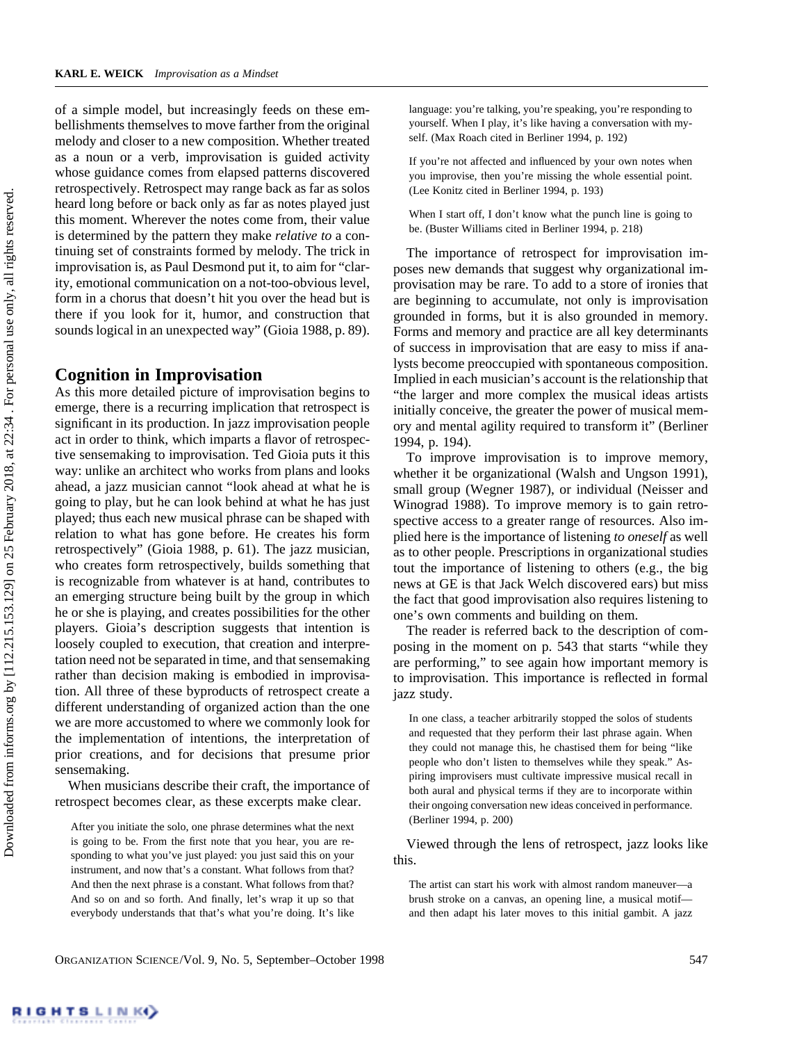of a simple model, but increasingly feeds on these embellishments themselves to move farther from the original melody and closer to a new composition. Whether treated as a noun or a verb, improvisation is guided activity whose guidance comes from elapsed patterns discovered retrospectively. Retrospect may range back as far as solos heard long before or back only as far as notes played just this moment. Wherever the notes come from, their value is determined by the pattern they make *relative to* a continuing set of constraints formed by melody. The trick in improvisation is, as Paul Desmond put it, to aim for "clarity, emotional communication on a not-too-obvious level, form in a chorus that doesn't hit you over the head but is there if you look for it, humor, and construction that sounds logical in an unexpected way" (Gioia 1988, p. 89).

## Cognition in Improvisation

As this more detailed picture of improvisation begins to emerge, there is a recurring implication that retrospect is significant in its production. In jazz improvisation people act in order to think, which imparts a flavor of retrospective sensemaking to improvisation. Ted Gioia puts it this way: unlike an architect who works from plans and looks ahead, a jazz musician cannot "look ahead at what he is going to play, but he can look behind at what he has just played; thus each new musical phrase can be shaped with relation to what has gone before. He creates his form retrospectively" (Gioia 1988, p. 61). The jazz musician, who creates form retrospectively, builds something that is recognizable from whatever is at hand, contributes to an emerging structure being built by the group in which he or she is playing, and creates possibilities for the other players. Gioia's description suggests that intention is loosely coupled to execution, that creation and interpretation need not be separated in time, and that sensemaking rather than decision making is embodied in improvisation. All three of these byproducts of retrospect create a different understanding of organized action than the one we are more accustomed to where we commonly look for the implementation of intentions, the interpretation of prior creations, and for decisions that presume prior sensemaking.

When musicians describe their craft, the importance of retrospect becomes clear, as these excerpts make clear.

> After you initiate the solo, one phrase determines what the next is going to be. From the first note that you hear, you are responding to what you've just played: you just said this on your instrument, and now that's a constant. What follows from that? And then the next phrase is a constant. What follows from that? And so on and so forth. And finally, let's wrap it up so that everybody understands that that's what you're doing. It's like language: you're talking, you're speaking, you're responding to yourself. When I play, it's like having a conversation with myself. (Max Roach cited in Berliner 1994, p. 192)

> If you're not affected and influenced by your own notes when you improvise, then you're missing the whole essential point. (Lee Konitz cited in Berliner 1994, p. 193)

> When I start off, I don't know what the punch line is going to be. (Buster Williams cited in Berliner 1994, p. 218)

The importance of retrospect for improvisation imposes new demands that suggest why organizational improvisation may be rare. To add to a store of ironies that are beginning to accumulate, not only is improvisation grounded in forms, but it is also grounded in memory. Forms and memory and practice are all key determinants of success in improvisation that are easy to miss if analysts become preoccupied with spontaneous composition. Implied in each musician's account is the relationship that "the larger and more complex the musical ideas artists initially conceive, the greater the power of musical memory and mental agility required to transform it" (Berliner 1994, p. 194).

To improve improvisation is to improve memory, whether it be organizational (Walsh and Ungson 1991), small group (Wegner 1987), or individual (Neisser and Winograd 1988). To improve memory is to gain retrospective access to a greater range of resources. Also implied here is the importance of listening *to oneself* as well as to other people. Prescriptions in organizational studies tout the importance of listening to others (e.g., the big news at GE is that Jack Welch discovered ears) but miss the fact that good improvisation also requires listening to one's own comments and building on them.

The reader is referred back to the description of composing in the moment on p. 543 that starts "while they are performing," to see again how important memory is to improvisation. This importance is reflected in formal jazz study.

> In one class, a teacher arbitrarily stopped the solos of students and requested that they perform their last phrase again. When they could not manage this, he chastised them for being "like people who don't listen to themselves while they speak." Aspiring improvisers must cultivate impressive musical recall in both aural and physical terms if they are to incorporate within their ongoing conversation new ideas conceived in performance. (Berliner 1994, p. 200)

Viewed through the lens of retrospect, jazz looks like this.

> The artist can start his work with almost random maneuver—a brush stroke on a canvas, an opening line, a musical motif—and then adapt his later moves to this initial gambit. A jazz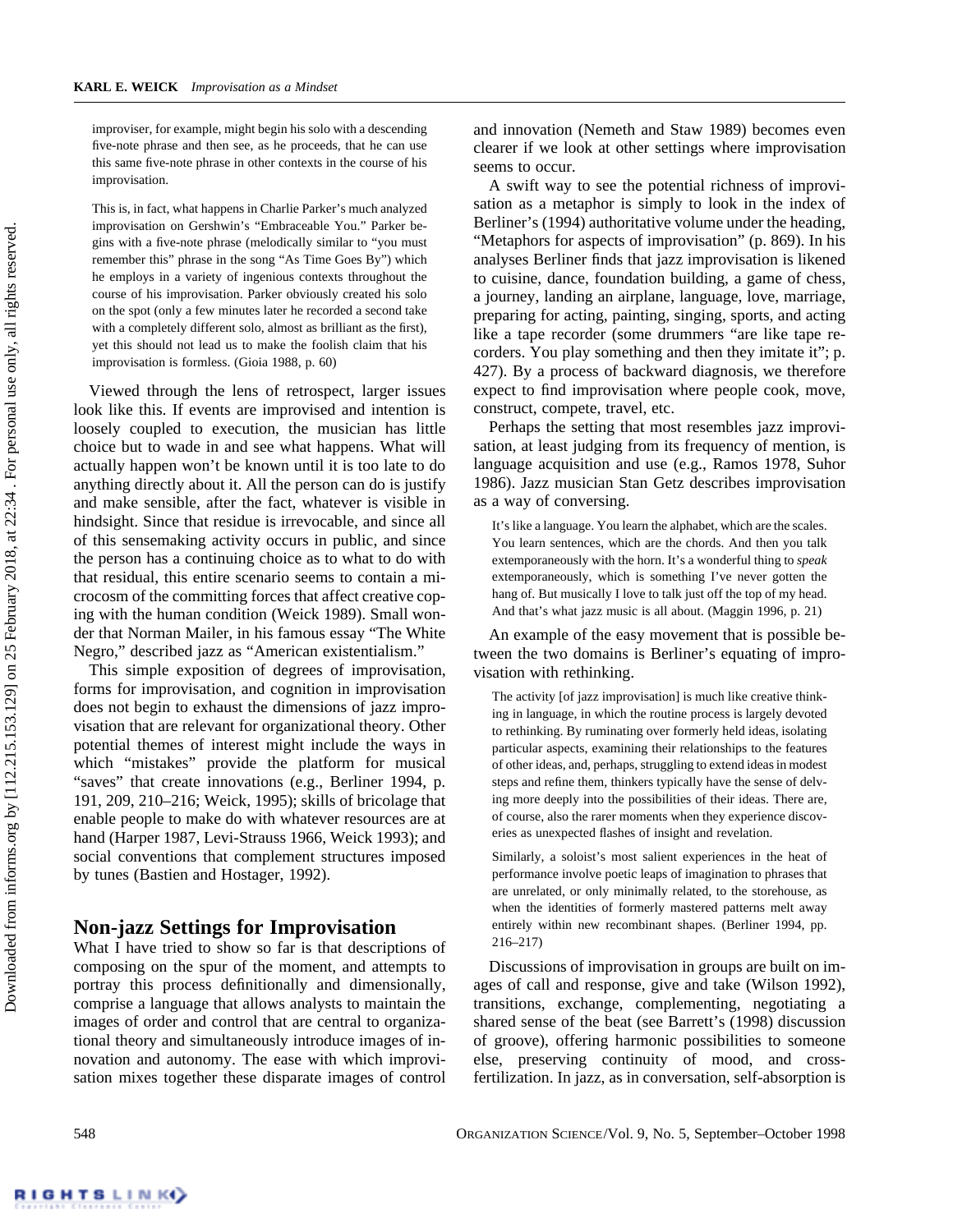improviser, for example, might begin his solo with a descending five-note phrase and then see, as he proceeds, that he can use this same five-note phrase in other contexts in the course of his improvisation.

> This is, in fact, what happens in Charlie Parker's much analyzed improvisation on Gershwin's "Embraceable You." Parker begins with a five-note phrase (melodically similar to "you must remember this" phrase in the song "As Time Goes By") which he employs in a variety of ingenious contexts throughout the course of his improvisation. Parker obviously created his solo on the spot (only a few minutes later he recorded a second take with a completely different solo, almost as brilliant as the first), yet this should not lead us to make the foolish claim that his improvisation is formless. (Gioia 1988, p. 60)

Viewed through the lens of retrospect, larger issues look like this. If events are improvised and intention is loosely coupled to execution, the musician has little choice but to wade in and see what happens. What will actually happen won't be known until it is too late to do anything directly about it. All the person can do is justify and make sensible, after the fact, whatever is visible in hindsight. Since that residue is irrevocable, and since all of this sensemaking activity occurs in public, and since the person has a continuing choice as to what to do with that residual, this entire scenario seems to contain a microcosm of the committing forces that affect creative coping with the human condition (Weick 1989). Small wonder that Norman Mailer, in his famous essay "The White Negro," described jazz as "American existentialism."

This simple exposition of degrees of improvisation, forms for improvisation, and cognition in improvisation does not begin to exhaust the dimensions of jazz improvisation that are relevant for organizational theory. Other potential themes of interest might include the ways in which "mistakes" provide the platform for musical "saves" that create innovations (e.g., Berliner 1994, p. 191, 209, 210–216; Weick, 1995); skills of bricolage that enable people to make do with whatever resources are at hand (Harper 1987, Levi-Strauss 1966, Weick 1993); and social conventions that complement structures imposed by tunes (Bastien and Hostager, 1992).

## Non-jazz Settings for Improvisation

What I have tried to show so far is that descriptions of composing on the spur of the moment, and attempts to portray this process definitionally and dimensionally, comprise a language that allows analysts to maintain the images of order and control that are central to organizational theory and simultaneously introduce images of innovation and autonomy. The ease with which improvisation mixes together these disparate images of control and innovation (Nemeth and Staw 1989) becomes even clearer if we look at other settings where improvisation seems to occur.

A swift way to see the potential richness of improvisation as a metaphor is simply to look in the index of Berliner's (1994) authoritative volume under the heading, "Metaphors for aspects of improvisation" (p. 869). In his analyses Berliner finds that jazz improvisation is likened to cuisine, dance, foundation building, a game of chess, a journey, landing an airplane, language, love, marriage, preparing for acting, painting, singing, sports, and acting like a tape recorder (some drummers "are like tape recorders. You play something and then they imitate it"; p. 427). By a process of backward diagnosis, we therefore expect to find improvisation where people cook, move, construct, compete, travel, etc.

Perhaps the setting that most resembles jazz improvisation, at least judging from its frequency of mention, is language acquisition and use (e.g., Ramos 1978, Suhor 1986). Jazz musician Stan Getz describes improvisation as a way of conversing.

> It's like a language. You learn the alphabet, which are the scales. You learn sentences, which are the chords. And then you talk extemporaneously with the horn. It's a wonderful thing to *speak* extemporaneously, which is something I've never gotten the hang of. But musically I love to talk just off the top of my head. And that's what jazz music is all about. (Maggin 1996, p. 21)

An example of the easy movement that is possible between the two domains is Berliner's equating of improvisation with rethinking.

> The activity [of jazz improvisation] is much like creative thinking in language, in which the routine process is largely devoted to rethinking. By ruminating over formerly held ideas, isolating particular aspects, examining their relationships to the features of other ideas, and, perhaps, struggling to extend ideas in modest steps and refine them, thinkers typically have the sense of delving more deeply into the possibilities of their ideas. There are, of course, also the rarer moments when they experience discoveries as unexpected flashes of insight and revelation.
>
> Similarly, a soloist's most salient experiences in the heat of performance involve poetic leaps of imagination to phrases that are unrelated, or only minimally related, to the storehouse, as when the identities of formerly mastered patterns melt away entirely within new recombinant shapes. (Berliner 1994, pp. 216–217)

Discussions of improvisation in groups are built on images of call and response, give and take (Wilson 1992), transitions, exchange, complementing, negotiating a shared sense of the beat (see Barrett's (1998) discussion of groove), offering harmonic possibilities to someone else, preserving continuity of mood, and cross-fertilization. In jazz, as in conversation, self-absorption is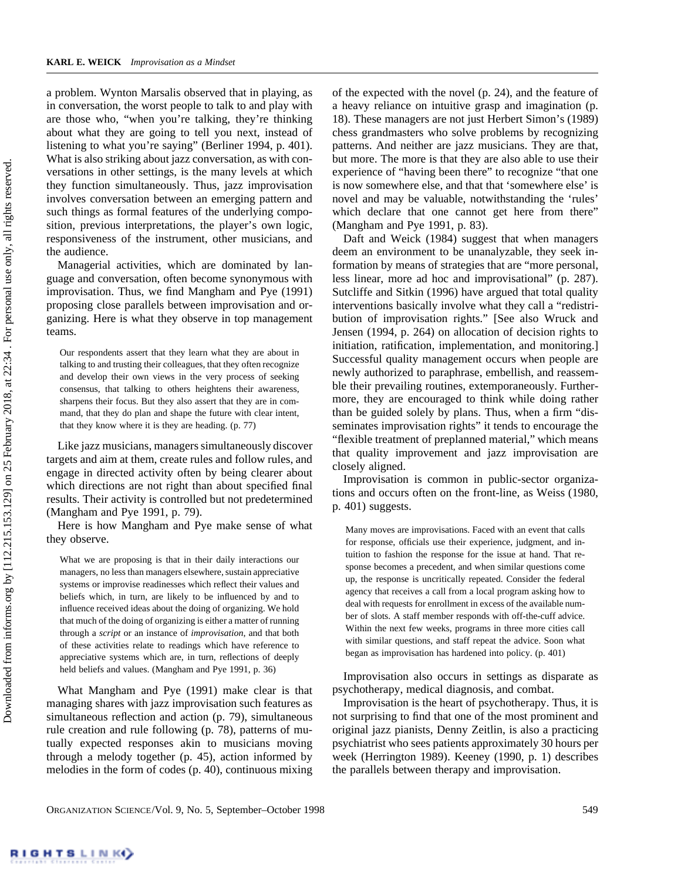a problem. Wynton Marsalis observed that in playing, as in conversation, the worst people to talk to and play with are those who, "when you're talking, they're thinking about what they are going to tell you next, instead of listening to what you're saying" (Berliner 1994, p. 401). What is also striking about jazz conversation, as with conversations in other settings, is the many levels at which they function simultaneously. Thus, jazz improvisation involves conversation between an emerging pattern and such things as formal features of the underlying composition, previous interpretations, the player's own logic, responsiveness of the instrument, other musicians, and the audience.

Managerial activities, which are dominated by language and conversation, often become synonymous with improvisation. Thus, we find Mangham and Pye (1991) proposing close parallels between improvisation and organizing. Here is what they observe in top management teams.

> Our respondents assert that they learn what they are about in talking to and trusting their colleagues, that they often recognize and develop their own views in the very process of seeking consensus, that talking to others heightens their awareness, sharpens their focus. But they also assert that they are in command, that they do plan and shape the future with clear intent, that they know where it is they are heading. (p. 77)

Like jazz musicians, managers simultaneously discover targets and aim at them, create rules and follow rules, and engage in directed activity often by being clearer about which directions are not right than about specified final results. Their activity is controlled but not predetermined (Mangham and Pye 1991, p. 79).

Here is how Mangham and Pye make sense of what they observe.

> What we are proposing is that in their daily interactions our managers, no less than managers elsewhere, sustain appreciative systems or improvise readinesses which reflect their values and beliefs which, in turn, are likely to be influenced by and to influence received ideas about the doing of organizing. We hold that much of the doing of organizing is either a matter of running through a *script* or an instance of *improvisation*, and that both of these activities relate to readings which have reference to appreciative systems which are, in turn, reflections of deeply held beliefs and values. (Mangham and Pye 1991, p. 36)

What Mangham and Pye (1991) make clear is that managing shares with jazz improvisation such features as simultaneous reflection and action (p. 79), simultaneous rule creation and rule following (p. 78), patterns of mutually expected responses akin to musicians moving through a melody together (p. 45), action informed by melodies in the form of codes (p. 40), continuous mixing of the expected with the novel (p. 24), and the feature of a heavy reliance on intuitive grasp and imagination (p. 18). These managers are not just Herbert Simon's (1989) chess grandmasters who solve problems by recognizing patterns. And neither are jazz musicians. They are that, but more. The more is that they are also able to use their experience of "having been there" to recognize "that one is now somewhere else, and that that 'somewhere else' is novel and may be valuable, notwithstanding the 'rules' which declare that one cannot get here from there" (Mangham and Pye 1991, p. 83).

Daft and Weick (1984) suggest that when managers deem an environment to be unanalyzable, they seek information by means of strategies that are "more personal, less linear, more ad hoc and improvisational" (p. 287). Sutcliffe and Sitkin (1996) have argued that total quality interventions basically involve what they call a "redistribution of improvisation rights." [See also Wruck and Jensen (1994, p. 264) on allocation of decision rights to initiation, ratification, implementation, and monitoring.] Successful quality management occurs when people are newly authorized to paraphrase, embellish, and reassemble their prevailing routines, extemporaneously. Furthermore, they are encouraged to think while doing rather than be guided solely by plans. Thus, when a firm "disseminates improvisation rights" it tends to encourage the "flexible treatment of preplanned material," which means that quality improvement and jazz improvisation are closely aligned.

Improvisation is common in public-sector organizations and occurs often on the front-line, as Weiss (1980, p. 401) suggests.

> Many moves are improvisations. Faced with an event that calls for response, officials use their experience, judgment, and intuition to fashion the response for the issue at hand. That response becomes a precedent, and when similar questions come up, the response is uncritically repeated. Consider the federal agency that receives a call from a local program asking how to deal with requests for enrollment in excess of the available number of slots. A staff member responds with off-the-cuff advice. Within the next few weeks, programs in three more cities call with similar questions, and staff repeat the advice. Soon what began as improvisation has hardened into policy. (p. 401)

Improvisation also occurs in settings as disparate as psychotherapy, medical diagnosis, and combat.

Improvisation is the heart of psychotherapy. Thus, it is not surprising to find that one of the most prominent and original jazz pianists, Denny Zeitlin, is also a practicing psychiatrist who sees patients approximately 30 hours per week (Herrington 1989). Keeney (1990, p. 1) describes the parallels between therapy and improvisation.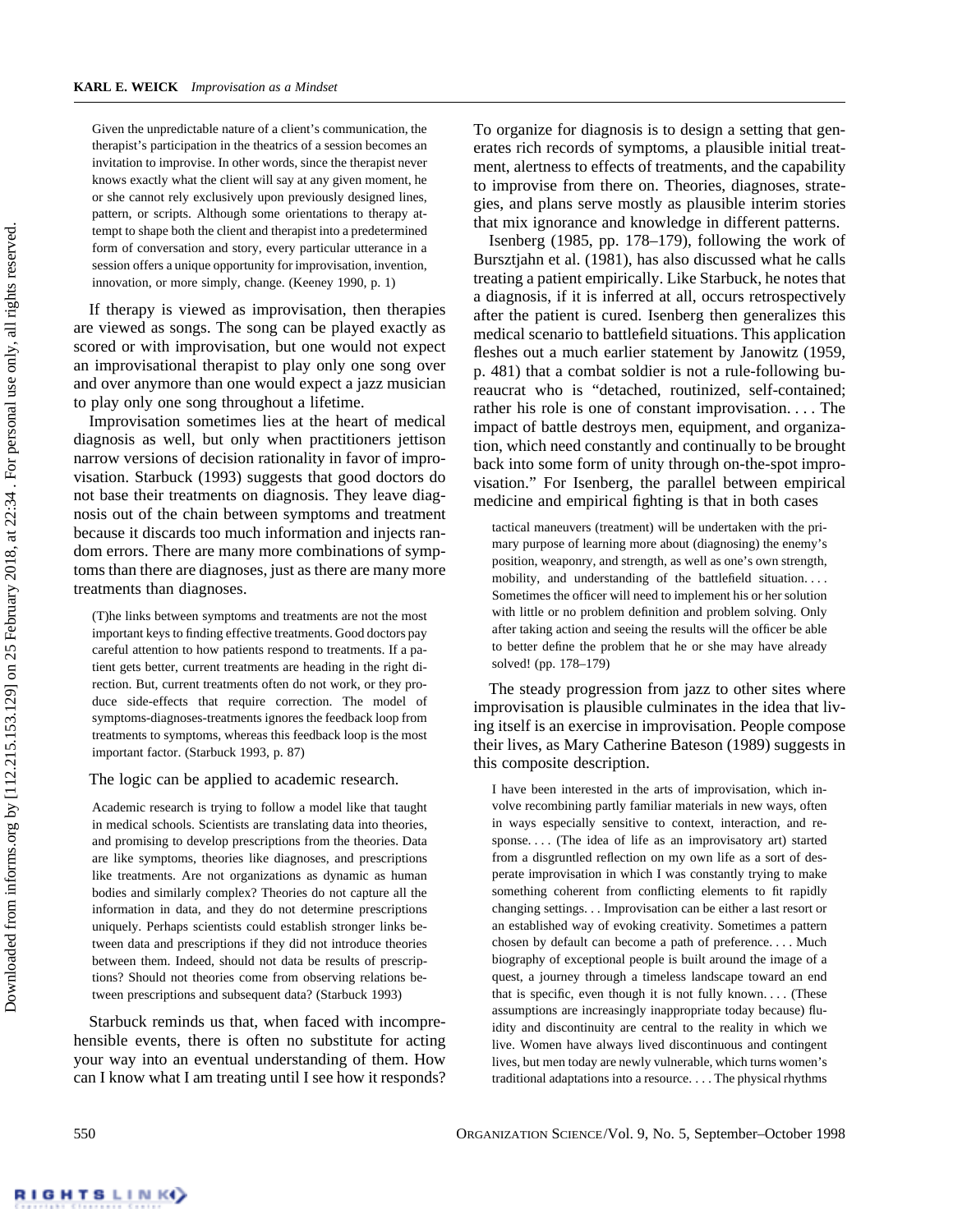> Given the unpredictable nature of a client's communication, the therapist's participation in the theatrics of a session becomes an invitation to improvise. In other words, since the therapist never knows exactly what the client will say at any given moment, he or she cannot rely exclusively upon previously designed lines, pattern, or scripts. Although some orientations to therapy attempt to shape both the client and therapist into a predetermined form of conversation and story, every particular utterance in a session offers a unique opportunity for improvisation, invention, innovation, or more simply, change. (Keeney 1990, p. 1)

If therapy is viewed as improvisation, then therapies are viewed as songs. The song can be played exactly as scored or with improvisation, but one would not expect an improvisational therapist to play only one song over and over anymore than one would expect a jazz musician to play only one song throughout a lifetime.

Improvisation sometimes lies at the heart of medical diagnosis as well, but only when practitioners jettison narrow versions of decision rationality in favor of improvisation. Starbuck (1993) suggests that good doctors do not base their treatments on diagnosis. They leave diagnosis out of the chain between symptoms and treatment because it discards too much information and injects random errors. There are many more combinations of symptoms than there are diagnoses, just as there are many more treatments than diagnoses.

> (T)he links between symptoms and treatments are not the most important keys to finding effective treatments. Good doctors pay careful attention to how patients respond to treatments. If a patient gets better, current treatments are heading in the right direction. But, current treatments often do not work, or they produce side-effects that require correction. The model of symptoms-diagnoses-treatments ignores the feedback loop from treatments to symptoms, whereas this feedback loop is the most important factor. (Starbuck 1993, p. 87)

The logic can be applied to academic research.

> Academic research is trying to follow a model like that taught in medical schools. Scientists are translating data into theories, and promising to develop prescriptions from the theories. Data are like symptoms, theories like diagnoses, and prescriptions like treatments. Are not organizations as dynamic as human bodies and similarly complex? Theories do not capture all the information in data, and they do not determine prescriptions uniquely. Perhaps scientists could establish stronger links between data and prescriptions if they did not introduce theories between them. Indeed, should not data be results of prescriptions? Should not theories come from observing relations between prescriptions and subsequent data? (Starbuck 1993)

Starbuck reminds us that, when faced with incomprehensible events, there is often no substitute for acting your way into an eventual understanding of them. How can I know what I am treating until I see how it responds? To organize for diagnosis is to design a setting that generates rich records of symptoms, a plausible initial treatment, alertness to effects of treatments, and the capability to improvise from there on. Theories, diagnoses, strategies, and plans serve mostly as plausible interim stories that mix ignorance and knowledge in different patterns.

Isenberg (1985, pp. 178–179), following the work of Bursztjahn et al. (1981), has also discussed what he calls treating a patient empirically. Like Starbuck, he notes that a diagnosis, if it is inferred at all, occurs retrospectively after the patient is cured. Isenberg then generalizes this medical scenario to battlefield situations. This application fleshes out a much earlier statement by Janowitz (1959, p. 481) that a combat soldier is not a rule-following bureaucrat who is "detached, routinized, self-contained; rather his role is one of constant improvisation. . . . The impact of battle destroys men, equipment, and organization, which need constantly and continually to be brought back into some form of unity through on-the-spot improvisation." For Isenberg, the parallel between empirical medicine and empirical fighting is that in both cases

> tactical maneuvers (treatment) will be undertaken with the primary purpose of learning more about (diagnosing) the enemy's position, weaponry, and strength, as well as one's own strength, mobility, and understanding of the battlefield situation. . . . Sometimes the officer will need to implement his or her solution with little or no problem definition and problem solving. Only after taking action and seeing the results will the officer be able to better define the problem that he or she may have already solved! (pp. 178–179)

The steady progression from jazz to other sites where improvisation is plausible culminates in the idea that living itself is an exercise in improvisation. People compose their lives, as Mary Catherine Bateson (1989) suggests in this composite description.

> I have been interested in the arts of improvisation, which involve recombining partly familiar materials in new ways, often in ways especially sensitive to context, interaction, and response. . . . (The idea of life as an improvisatory art) started from a disgruntled reflection on my own life as a sort of desperate improvisation in which I was constantly trying to make something coherent from conflicting elements to fit rapidly changing settings. . . Improvisation can be either a last resort or an established way of evoking creativity. Sometimes a pattern chosen by default can become a path of preference. . . . Much biography of exceptional people is built around the image of a quest, a journey through a timeless landscape toward an end that is specific, even though it is not fully known. . . . (These assumptions are increasingly inappropriate today because) fluidity and discontinuity are central to the reality in which we live. Women have always lived discontinuous and contingent lives, but men today are newly vulnerable, which turns women's traditional adaptations into a resource. . . . The physical rhythms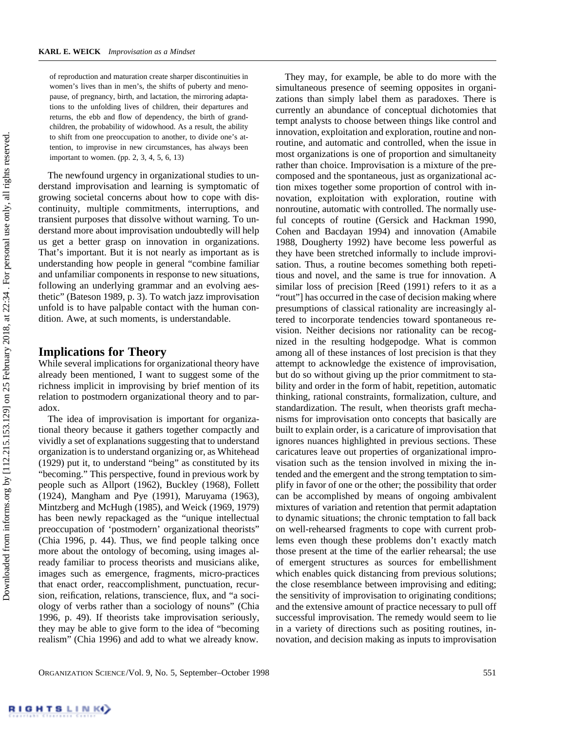of reproduction and maturation create sharper discontinuities in women's lives than in men's, the shifts of puberty and menopause, of pregnancy, birth, and lactation, the mirroring adaptations to the unfolding lives of children, their departures and returns, the ebb and flow of dependency, the birth of grandchildren, the probability of widowhood. As a result, the ability to shift from one preoccupation to another, to divide one's attention, to improvise in new circumstances, has always been important to women. (pp. 2, 3, 4, 5, 6, 13)

The newfound urgency in organizational studies to understand improvisation and learning is symptomatic of growing societal concerns about how to cope with discontinuity, multiple commitments, interruptions, and transient purposes that dissolve without warning. To understand more about improvisation undoubtedly will help us get a better grasp on innovation in organizations. That's important. But it is not nearly as important as is understanding how people in general "combine familiar and unfamiliar components in response to new situations, following an underlying grammar and an evolving aesthetic" (Bateson 1989, p. 3). To watch jazz improvisation unfold is to have palpable contact with the human condition. Awe, at such moments, is understandable.

## Implications for Theory

While several implications for organizational theory have already been mentioned, I want to suggest some of the richness implicit in improvising by brief mention of its relation to postmodern organizational theory and to paradox.

The idea of improvisation is important for organizational theory because it gathers together compactly and vividly a set of explanations suggesting that to understand organization is to understand organizing or, as Whitehead (1929) put it, to understand "being" as constituted by its "becoming." This perspective, found in previous work by people such as Allport (1962), Buckley (1968), Follett (1924), Mangham and Pye (1991), Maruyama (1963), Mintzberg and McHugh (1985), and Weick (1969, 1979) has been newly repackaged as the "unique intellectual preoccupation of 'postmodern' organizational theorists" (Chia 1996, p. 44). Thus, we find people talking once more about the ontology of becoming, using images already familiar to process theorists and musicians alike, images such as emergence, fragments, micro-practices that enact order, reaccomplishment, punctuation, recursion, reification, relations, transcience, flux, and "a sociology of verbs rather than a sociology of nouns" (Chia 1996, p. 49). If theorists take improvisation seriously, they may be able to give form to the idea of "becoming realism" (Chia 1996) and add to what we already know.

They may, for example, be able to do more with the simultaneous presence of seeming opposites in organizations than simply label them as paradoxes. There is currently an abundance of conceptual dichotomies that tempt analysts to choose between things like control and innovation, exploitation and exploration, routine and nonroutine, and automatic and controlled, when the issue in most organizations is one of proportion and simultaneity rather than choice. Improvisation is a mixture of the precomposed and the spontaneous, just as organizational action mixes together some proportion of control with innovation, exploitation with exploration, routine with nonroutine, automatic with controlled. The normally useful concepts of routine (Gersick and Hackman 1990, Cohen and Bacdayan 1994) and innovation (Amabile 1988, Dougherty 1992) have become less powerful as they have been stretched informally to include improvisation. Thus, a routine becomes something both repetitious and novel, and the same is true for innovation. A similar loss of precision [Reed (1991) refers to it as a "rout"] has occurred in the case of decision making where presumptions of classical rationality are increasingly altered to incorporate tendencies toward spontaneous revision. Neither decisions nor rationality can be recognized in the resulting hodgepodge. What is common among all of these instances of lost precision is that they attempt to acknowledge the existence of improvisation, but do so without giving up the prior commitment to stability and order in the form of habit, repetition, automatic thinking, rational constraints, formalization, culture, and standardization. The result, when theorists graft mechanisms for improvisation onto concepts that basically are built to explain order, is a caricature of improvisation that ignores nuances highlighted in previous sections. These caricatures leave out properties of organizational improvisation such as the tension involved in mixing the intended and the emergent and the strong temptation to simplify in favor of one or the other; the possibility that order can be accomplished by means of ongoing ambivalent mixtures of variation and retention that permit adaptation to dynamic situations; the chronic temptation to fall back on well-rehearsed fragments to cope with current problems even though these problems don't exactly match those present at the time of the earlier rehearsal; the use of emergent structures as sources for embellishment which enables quick distancing from previous solutions; the close resemblance between improvising and editing; the sensitivity of improvisation to originating conditions; and the extensive amount of practice necessary to pull off successful improvisation. The remedy would seem to lie in a variety of directions such as positing routines, innovation, and decision making as inputs to improvisation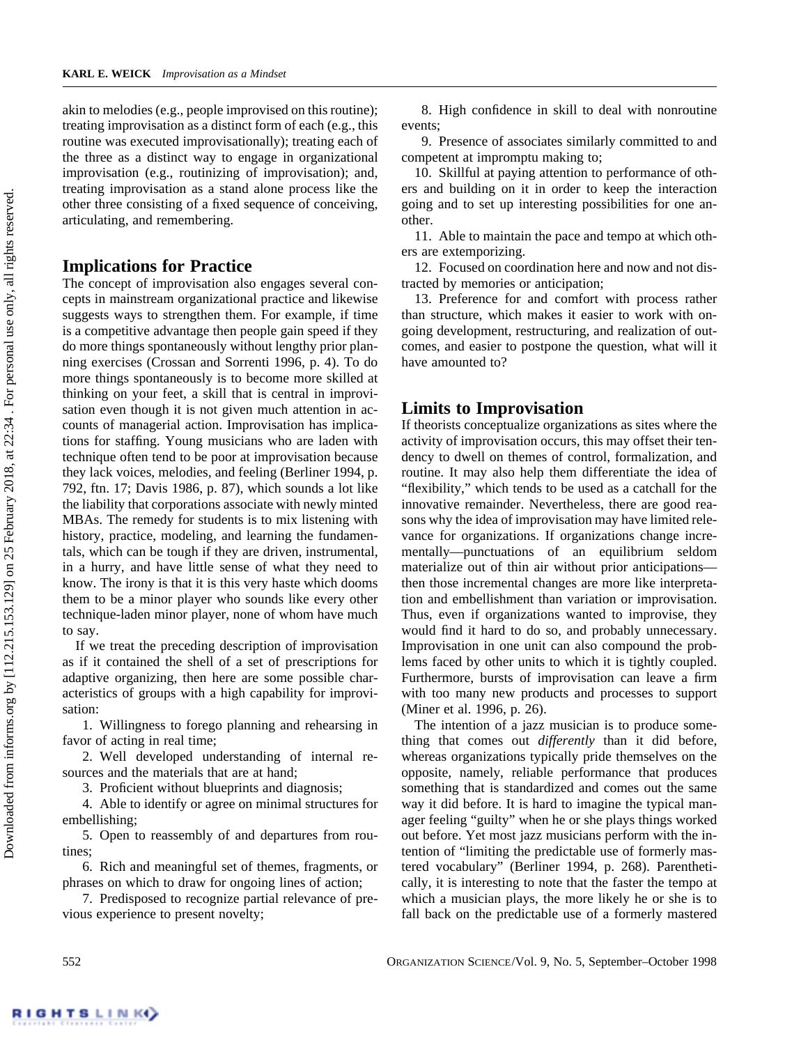akin to melodies (e.g., people improvised on this routine); treating improvisation as a distinct form of each (e.g., this routine was executed improvisationally); treating each of the three as a distinct way to engage in organizational improvisation (e.g., routinizing of improvisation); and, treating improvisation as a stand alone process like the other three consisting of a fixed sequence of conceiving, articulating, and remembering.

## Implications for Practice

The concept of improvisation also engages several concepts in mainstream organizational practice and likewise suggests ways to strengthen them. For example, if time is a competitive advantage then people gain speed if they do more things spontaneously without lengthy prior planning exercises (Crossan and Sorrenti 1996, p. 4). To do more things spontaneously is to become more skilled at thinking on your feet, a skill that is central in improvisation even though it is not given much attention in accounts of managerial action. Improvisation has implications for staffing. Young musicians who are laden with technique often tend to be poor at improvisation because they lack voices, melodies, and feeling (Berliner 1994, p. 792, ftn. 17; Davis 1986, p. 87), which sounds a lot like the liability that corporations associate with newly minted MBAs. The remedy for students is to mix listening with history, practice, modeling, and learning the fundamentals, which can be tough if they are driven, instrumental, in a hurry, and have little sense of what they need to know. The irony is that it is this very haste which dooms them to be a minor player who sounds like every other technique-laden minor player, none of whom have much to say.

If we treat the preceding description of improvisation as if it contained the shell of a set of prescriptions for adaptive organizing, then here are some possible characteristics of groups with a high capability for improvisation:

1. Willingness to forego planning and rehearsing in favor of acting in real time;
2. Well developed understanding of internal resources and the materials that are at hand;
3. Proficient without blueprints and diagnosis;
4. Able to identify or agree on minimal structures for embellishing;
5. Open to reassembly of and departures from routines;
6. Rich and meaningful set of themes, fragments, or phrases on which to draw for ongoing lines of action;
7. Predisposed to recognize partial relevance of previous experience to present novelty;
8. High confidence in skill to deal with nonroutine events;
9. Presence of associates similarly committed to and competent at impromptu making to;
10. Skillful at paying attention to performance of others and building on it in order to keep the interaction going and to set up interesting possibilities for one another.
11. Able to maintain the pace and tempo at which others are extemporizing.
12. Focused on coordination here and now and not distracted by memories or anticipation;
13. Preference for and comfort with process rather than structure, which makes it easier to work with ongoing development, restructuring, and realization of outcomes, and easier to postpone the question, what will it have amounted to?

## Limits to Improvisation

If theorists conceptualize organizations as sites where the activity of improvisation occurs, this may offset their tendency to dwell on themes of control, formalization, and routine. It may also help them differentiate the idea of "flexibility," which tends to be used as a catchall for the innovative remainder. Nevertheless, there are good reasons why the idea of improvisation may have limited relevance for organizations. If organizations change incrementally—punctuations of an equilibrium seldom materialize out of thin air without prior anticipations—then those incremental changes are more like interpretation and embellishment than variation or improvisation. Thus, even if organizations wanted to improvise, they would find it hard to do so, and probably unnecessary. Improvisation in one unit can also compound the problems faced by other units to which it is tightly coupled. Furthermore, bursts of improvisation can leave a firm with too many new products and processes to support (Miner et al. 1996, p. 26).

The intention of a jazz musician is to produce something that comes out *differently* than it did before, whereas organizations typically pride themselves on the opposite, namely, reliable performance that produces something that is standardized and comes out the same way it did before. It is hard to imagine the typical manager feeling "guilty" when he or she plays things worked out before. Yet most jazz musicians perform with the intention of "limiting the predictable use of formerly mastered vocabulary" (Berliner 1994, p. 268). Parenthetically, it is interesting to note that the faster the tempo at which a musician plays, the more likely he or she is to fall back on the predictable use of a formerly mastered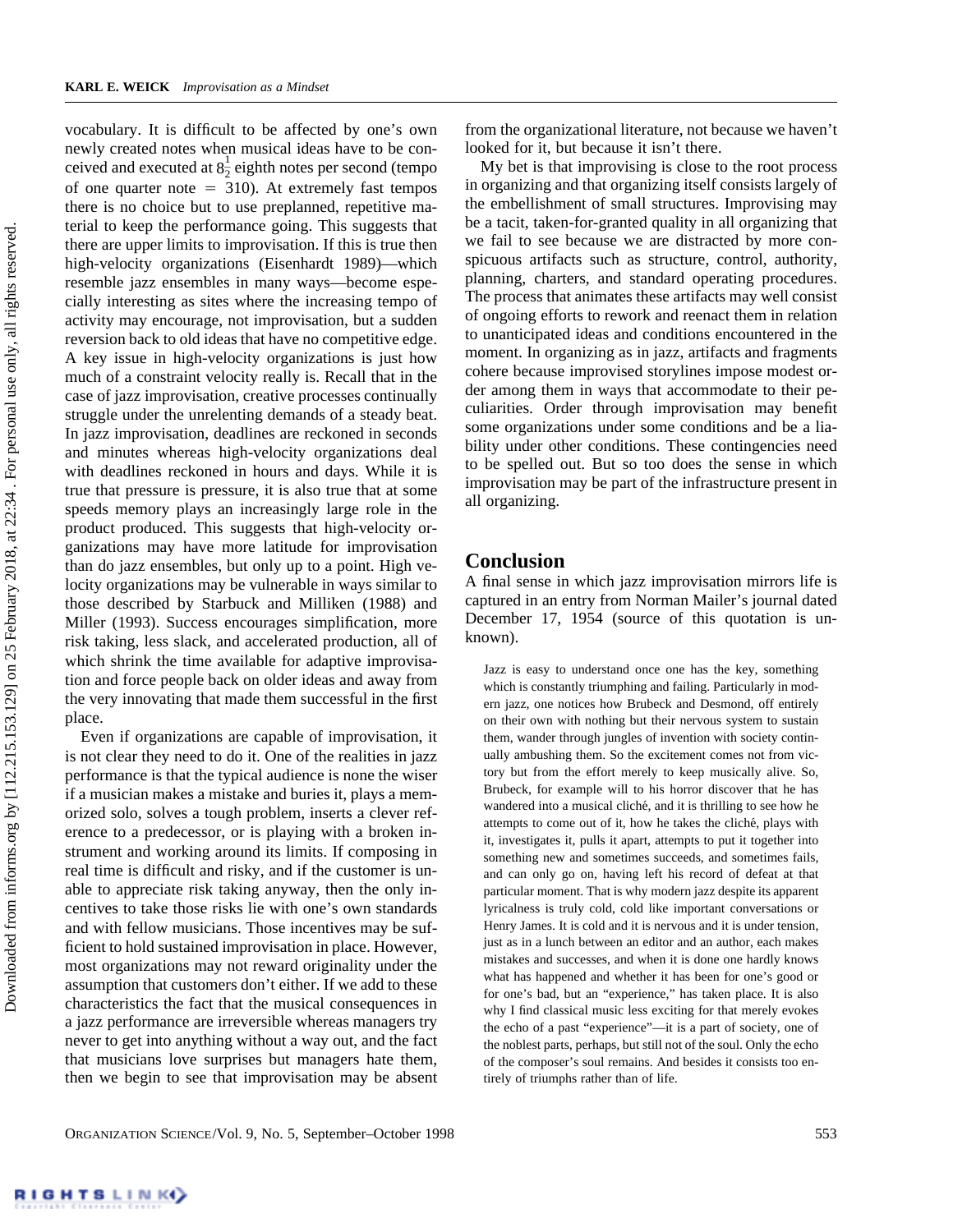vocabulary. It is difficult to be affected by one's own newly created notes when musical ideas have to be conceived and executed at $8\frac{1}{2}$ eighth notes per second (tempo of one quarter note $= 310$). At extremely fast tempos there is no choice but to use preplanned, repetitive material to keep the performance going. This suggests that there are upper limits to improvisation. If this is true then high-velocity organizations (Eisenhardt 1989)—which resemble jazz ensembles in many ways—become especially interesting as sites where the increasing tempo of activity may encourage, not improvisation, but a sudden reversion back to old ideas that have no competitive edge. A key issue in high-velocity organizations is just how much of a constraint velocity really is. Recall that in the case of jazz improvisation, creative processes continually struggle under the unrelenting demands of a steady beat. In jazz improvisation, deadlines are reckoned in seconds and minutes whereas high-velocity organizations deal with deadlines reckoned in hours and days. While it is true that pressure is pressure, it is also true that at some speeds memory plays an increasingly large role in the product produced. This suggests that high-velocity organizations may have more latitude for improvisation than do jazz ensembles, but only up to a point. High velocity organizations may be vulnerable in ways similar to those described by Starbuck and Milliken (1988) and Miller (1993). Success encourages simplification, more risk taking, less slack, and accelerated production, all of which shrink the time available for adaptive improvisation and force people back on older ideas and away from the very innovating that made them successful in the first place.

Even if organizations are capable of improvisation, it is not clear they need to do it. One of the realities in jazz performance is that the typical audience is none the wiser if a musician makes a mistake and buries it, plays a memorized solo, solves a tough problem, inserts a clever reference to a predecessor, or is playing with a broken instrument and working around its limits. If composing in real time is difficult and risky, and if the customer is unable to appreciate risk taking anyway, then the only incentives to take those risks lie with one's own standards and with fellow musicians. Those incentives may be sufficient to hold sustained improvisation in place. However, most organizations may not reward originality under the assumption that customers don't either. If we add to these characteristics the fact that the musical consequences in a jazz performance are irreversible whereas managers try never to get into anything without a way out, and the fact that musicians love surprises but managers hate them, then we begin to see that improvisation may be absent from the organizational literature, not because we haven't looked for it, but because it isn't there.

My bet is that improvising is close to the root process in organizing and that organizing itself consists largely of the embellishment of small structures. Improvising may be a tacit, taken-for-granted quality in all organizing that we fail to see because we are distracted by more conspicuous artifacts such as structure, control, authority, planning, charters, and standard operating procedures. The process that animates these artifacts may well consist of ongoing efforts to rework and reenact them in relation to unanticipated ideas and conditions encountered in the moment. In organizing as in jazz, artifacts and fragments cohere because improvised storylines impose modest order among them in ways that accommodate to their peculiarities. Order through improvisation may benefit some organizations under some conditions and be a liability under other conditions. These contingencies need to be spelled out. But so too does the sense in which improvisation may be part of the infrastructure present in all organizing.

## Conclusion

A final sense in which jazz improvisation mirrors life is captured in an entry from Norman Mailer's journal dated December 17, 1954 (source of this quotation is unknown).

> Jazz is easy to understand once one has the key, something which is constantly triumphing and failing. Particularly in modern jazz, one notices how Brubeck and Desmond, off entirely on their own with nothing but their nervous system to sustain them, wander through jungles of invention with society continually ambushing them. So the excitement comes not from victory but from the effort merely to keep musically alive. So, Brubeck, for example will to his horror discover that he has wandered into a musical cliché, and it is thrilling to see how he attempts to come out of it, how he takes the cliché, plays with it, investigates it, pulls it apart, attempts to put it together into something new and sometimes succeeds, and sometimes fails, and can only go on, having left his record of defeat at that particular moment. That is why modern jazz despite its apparent lyricalness is truly cold, cold like important conversations or Henry James. It is cold and it is nervous and it is under tension, just as in a lunch between an editor and an author, each makes mistakes and successes, and when it is done one hardly knows what has happened and whether it has been for one's good or for one's bad, but an "experience," has taken place. It is also why I find classical music less exciting for that merely evokes the echo of a past "experience"—it is a part of society, one of the noblest parts, perhaps, but still not of the soul. Only the echo of the composer's soul remains. And besides it consists too entirely of triumphs rather than of life.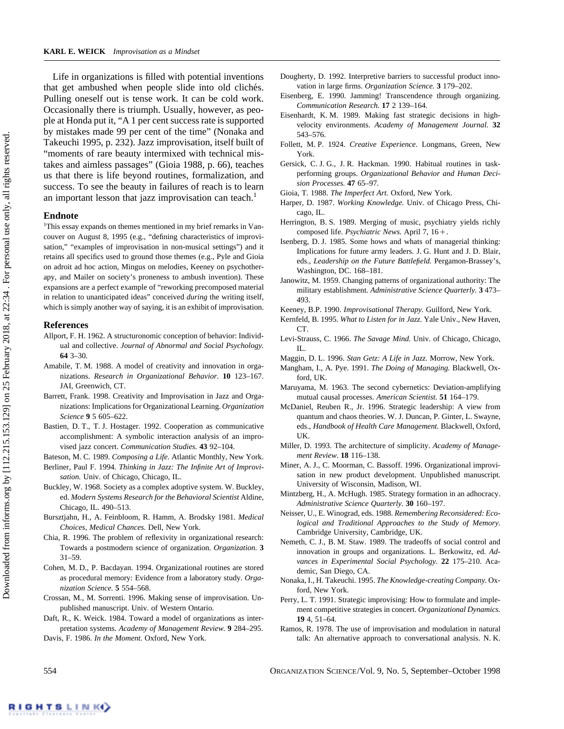Life in organizations is filled with potential inventions that get ambushed when people slide into old clichés. Pulling oneself out is tense work. It can be cold work. Occasionally there is triumph. Usually, however, as people at Honda put it, "A 1 per cent success rate is supported by mistakes made 99 per cent of the time" (Nonaka and Takeuchi 1995, p. 232). Jazz improvisation, itself built of "moments of rare beauty intermixed with technical mistakes and aimless passages" (Gioia 1988, p. 66), teaches us that there is life beyond routines, formalization, and success. To see the beauty in failures of reach is to learn an important lesson that jazz improvisation can teach.[1]

## Endnote

[1]This essay expands on themes mentioned in my brief remarks in Vancouver on August 8, 1995 (e.g., "defining characteristics of improvisation," "examples of improvisation in non-musical settings") and it retains all specifics used to ground those themes (e.g., Pyle and Gioia on adroit ad hoc action, Mingus on melodies, Keeney on psychotherapy, and Mailer on society's proneness to ambush invention). These expansions are a perfect example of "reworking precomposed material in relation to unanticipated ideas" conceived *during* the writing itself, which is simply another way of saying, it is an exhibit of improvisation.

## References

Allport, F. H. 1962. A structuronomic conception of behavior: Individual and collective. *Journal of Abnormal and Social Psychology.* **64** 3–30.

Amabile, T. M. 1988. A model of creativity and innovation in organizations. *Research in Organizational Behavior.* **10** 123–167. JAI, Greenwich, CT.

Barrett, Frank. 1998. Creativity and Improvisation in Jazz and Organizations: Implications for Organizational Learning. *Organization Science* **9** 5 605–622.

Bastien, D. T., T. J. Hostager. 1992. Cooperation as communicative accomplishment: A symbolic interaction analysis of an improvised jazz concert. *Communication Studies.* **43** 92–104.

Bateson, M. C. 1989. *Composing a Life.* Atlantic Monthly, New York.

Berliner, Paul F. 1994. *Thinking in Jazz: The Infinite Art of Improvisation.* Univ. of Chicago, Chicago, IL.

Buckley, W. 1968. Society as a complex adoptive system. W. Buckley, ed. *Modern Systems Research for the Behavioral Scientist* Aldine, Chicago, IL. 490–513.

Bursztjahn, H., A. Feinbloom, R. Hamm, A. Brodsky 1981. *Medical Choices, Medical Chances.* Dell, New York.

Chia, R. 1996. The problem of reflexivity in organizational research: Towards a postmodern science of organization. *Organization.* **3** 31–59.

Cohen, M. D., P. Bacdayan. 1994. Organizational routines are stored as procedural memory: Evidence from a laboratory study. *Organization Science.* **5** 554–568.

Crossan, M., M. Sorrenti. 1996. Making sense of improvisation. Unpublished manuscript. Univ. of Western Ontario.

Daft, R., K. Weick. 1984. Toward a model of organizations as interpretation systems. *Academy of Management Review.* **9** 284–295.

Davis, F. 1986. *In the Moment.* Oxford, New York.

Dougherty, D. 1992. Interpretive barriers to successful product innovation in large firms. *Organization Science.* **3** 179–202.

Eisenberg, E. 1990. Jamming! Transcendence through organizing. *Communication Research.* **17** 2 139–164.

Eisenhardt, K. M. 1989. Making fast strategic decisions in high-velocity environments. *Academy of Management Journal.* **32** 543–576.

Follett, M. P. 1924. *Creative Experience.* Longmans, Green, New York.

Gersick, C. J. G., J. R. Hackman. 1990. Habitual routines in task-performing groups. *Organizational Behavior and Human Decision Processes.* **47** 65–97.

Gioia, T. 1988. *The Imperfect Art.* Oxford, New York.

Harper, D. 1987. *Working Knowledge.* Univ. of Chicago Press, Chicago, IL.

Herrington, B. S. 1989. Merging of music, psychiatry yields richly composed life. *Psychiatric News.* April 7, 16+.

Isenberg, D. J. 1985. Some hows and whats of managerial thinking: Implications for future army leaders. J. G. Hunt and J. D. Blair, eds., *Leadership on the Future Battlefield.* Pergamon-Brassey's, Washington, DC. 168–181.

Janowitz, M. 1959. Changing patterns of organizational authority: The military establishment. *Administrative Science Quarterly.* **3** 473–493.

Keeney, B.P. 1990. *Improvisational Therapy.* Guilford, New York.

Kernfeld, B. 1995. *What to Listen for in Jazz.* Yale Univ., New Haven, CT.

Levi-Strauss, C. 1966. *The Savage Mind.* Univ. of Chicago, Chicago, IL.

Maggin, D. L. 1996. *Stan Getz: A Life in Jazz.* Morrow, New York.

Mangham, I., A. Pye. 1991. *The Doing of Managing.* Blackwell, Oxford, UK.

Maruyama, M. 1963. The second cybernetics: Deviation-amplifying mutual causal processes. *American Scientist.* **51** 164–179.

McDaniel, Reuben R., Jr. 1996. Strategic leadership: A view from quantum and chaos theories. W. J. Duncan, P. Ginter, L. Swayne, eds., *Handbook of Health Care Management.* Blackwell, Oxford, UK.

Miller, D. 1993. The architecture of simplicity. *Academy of Management Review.* **18** 116–138.

Miner, A. J., C. Moorman, C. Bassoff. 1996. Organizational improvisation in new product development. Unpublished manuscript. University of Wisconsin, Madison, WI.

Mintzberg, H., A. McHugh. 1985. Strategy formation in an adhocracy. *Administrative Science Quarterly.* **30** 160–197.

Neisser, U., E. Winograd, eds. 1988. *Remembering Reconsidered: Ecological and Traditional Approaches to the Study of Memory.* Cambridge University, Cambridge, UK.

Nemeth, C. J., B. M. Staw. 1989. The tradeoffs of social control and innovation in groups and organizations. L. Berkowitz, ed. *Advances in Experimental Social Psychology.* **22** 175–210. Academic, San Diego, CA.

Nonaka, I., H. Takeuchi. 1995. *The Knowledge-creating Company.* Oxford, New York.

Perry, L. T. 1991. Strategic improvising: How to formulate and implement competitive strategies in concert. *Organizational Dynamics.* **19** 4, 51–64.

Ramos, R. 1978. The use of improvisation and modulation in natural talk: An alternative approach to conversational analysis. N. K.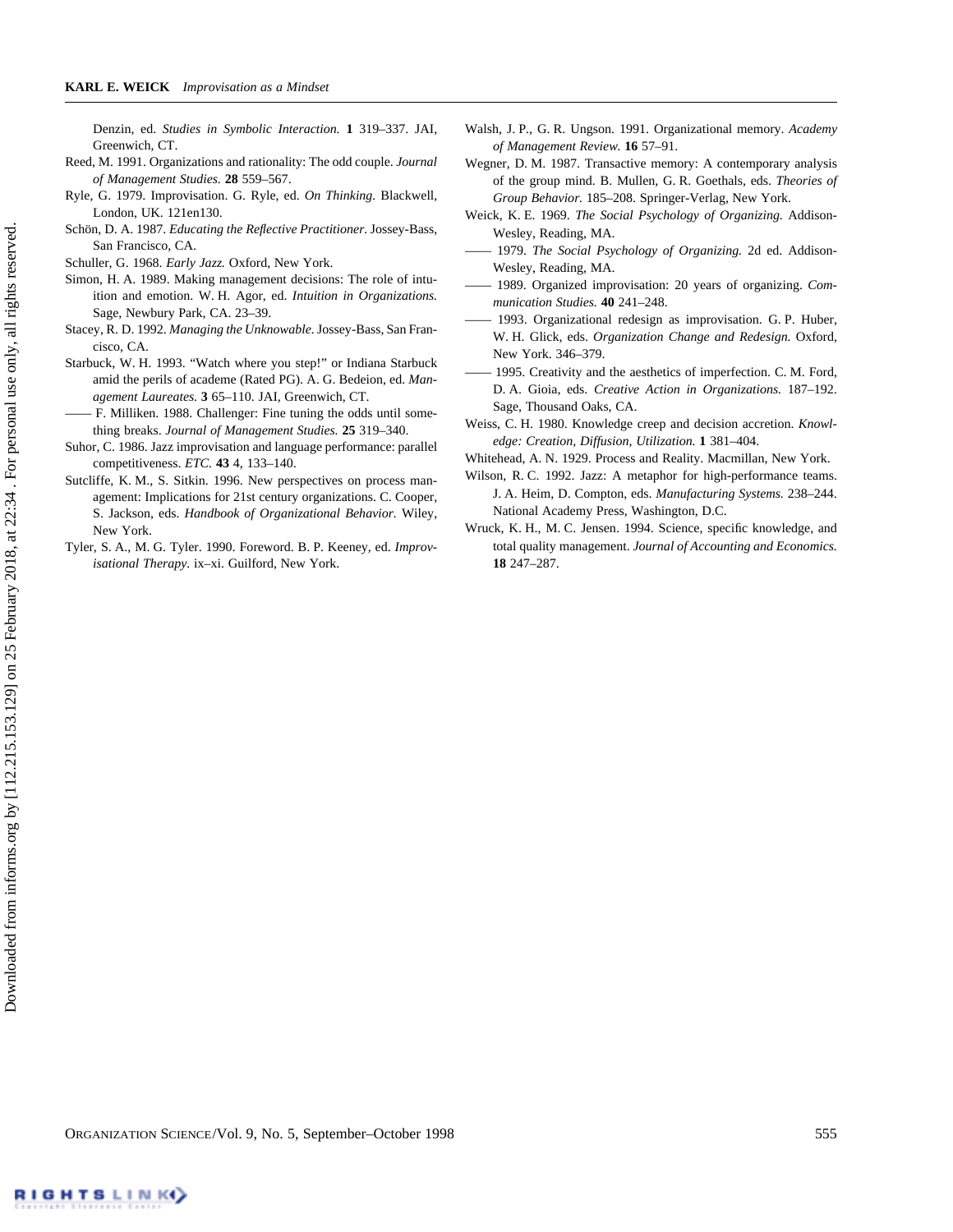Denzin, ed. *Studies in Symbolic Interaction.* **1** 319–337. JAI, Greenwich, CT.

Reed, M. 1991. Organizations and rationality: The odd couple. *Journal of Management Studies.* **28** 559–567.

Ryle, G. 1979. Improvisation. G. Ryle, ed. *On Thinking.* Blackwell, London, UK. 121en130.

Schön, D. A. 1987. *Educating the Reflective Practitioner.* Jossey-Bass, San Francisco, CA.

Schuller, G. 1968. *Early Jazz.* Oxford, New York.

Simon, H. A. 1989. Making management decisions: The role of intuition and emotion. W. H. Agor, ed. *Intuition in Organizations.* Sage, Newbury Park, CA. 23–39.

Stacey, R. D. 1992. *Managing the Unknowable.* Jossey-Bass, San Francisco, CA.

Starbuck, W. H. 1993. "Watch where you step!" or Indiana Starbuck amid the perils of academe (Rated PG). A. G. Bedeion, ed. *Management Laureates.* **3** 65–110. JAI, Greenwich, CT.

—— F. Milliken. 1988. Challenger: Fine tuning the odds until something breaks. *Journal of Management Studies.* **25** 319–340.

Suhor, C. 1986. Jazz improvisation and language performance: parallel competitiveness. *ETC.* **43** 4, 133–140.

Sutcliffe, K. M., S. Sitkin. 1996. New perspectives on process management: Implications for 21st century organizations. C. Cooper, S. Jackson, eds. *Handbook of Organizational Behavior.* Wiley, New York.

Tyler, S. A., M. G. Tyler. 1990. Foreword. B. P. Keeney, ed. *Improvisational Therapy.* ix–xi. Guilford, New York.

Walsh, J. P., G. R. Ungson. 1991. Organizational memory. *Academy of Management Review.* **16** 57–91.

Wegner, D. M. 1987. Transactive memory: A contemporary analysis of the group mind. B. Mullen, G. R. Goethals, eds. *Theories of Group Behavior.* 185–208. Springer-Verlag, New York.

Weick, K. E. 1969. *The Social Psychology of Organizing.* Addison-Wesley, Reading, MA.

—— 1979. *The Social Psychology of Organizing.* 2d ed. Addison-Wesley, Reading, MA.

—— 1989. Organized improvisation: 20 years of organizing. *Communication Studies.* **40** 241–248.

—— 1993. Organizational redesign as improvisation. G. P. Huber, W. H. Glick, eds. *Organization Change and Redesign.* Oxford, New York. 346–379.

—— 1995. Creativity and the aesthetics of imperfection. C. M. Ford, D. A. Gioia, eds. *Creative Action in Organizations.* 187–192. Sage, Thousand Oaks, CA.

Weiss, C. H. 1980. Knowledge creep and decision accretion. *Knowledge: Creation, Diffusion, Utilization.* **1** 381–404.

Whitehead, A. N. 1929. Process and Reality. Macmillan, New York.

Wilson, R. C. 1992. Jazz: A metaphor for high-performance teams. J. A. Heim, D. Compton, eds. *Manufacturing Systems.* 238–244. National Academy Press, Washington, D.C.

Wruck, K. H., M. C. Jensen. 1994. Science, specific knowledge, and total quality management. *Journal of Accounting and Economics.* **18** 247–287.